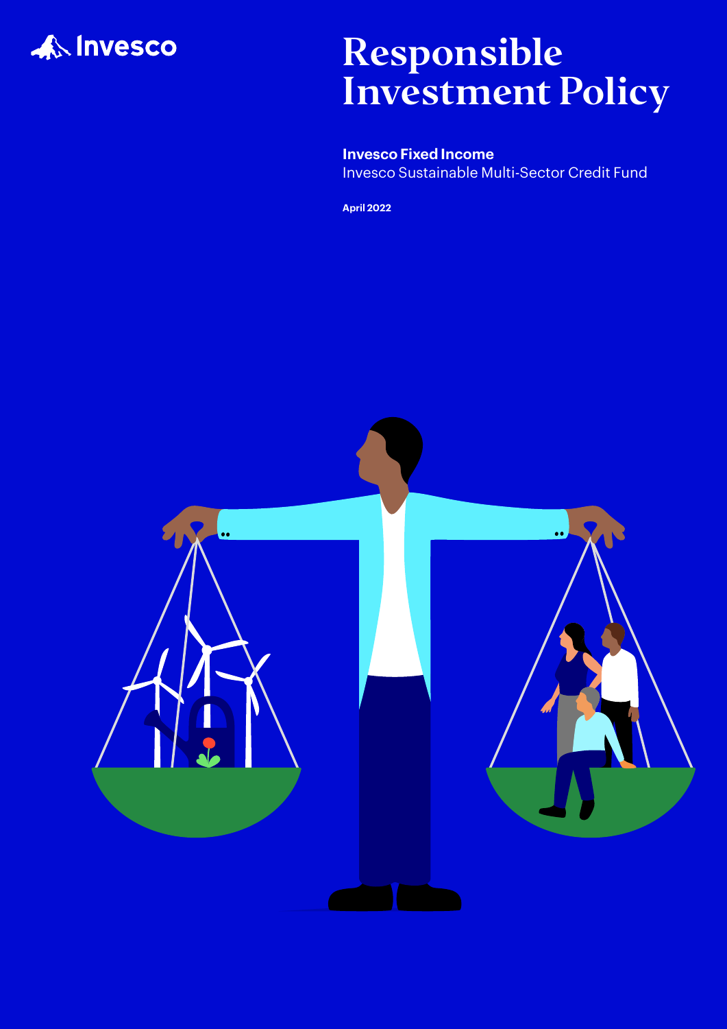Invesco

# Responsible Investment Policy

**Invesco Fixed Income**
Invesco Sustainable Multi-Sector Credit Fund

**April 2022**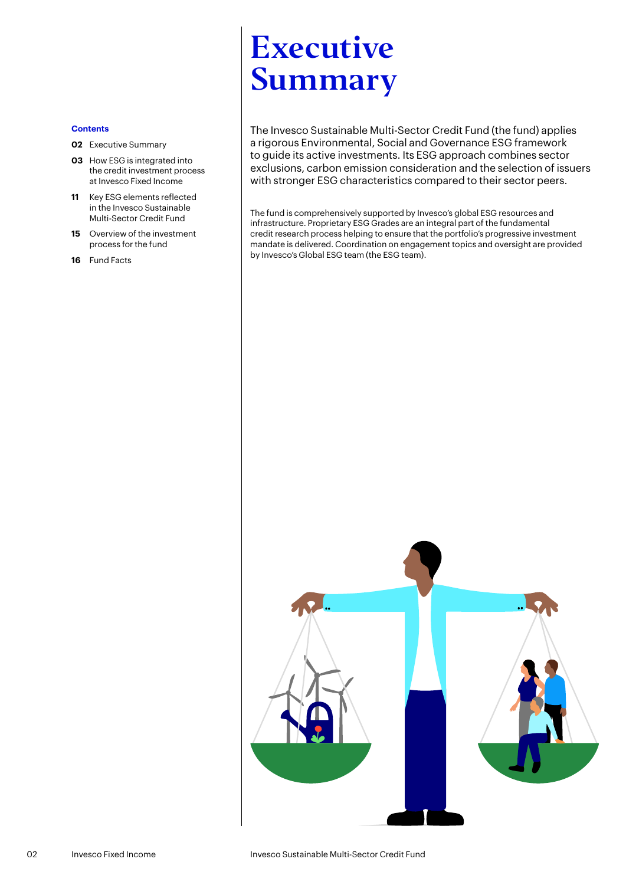**Contents**

- **02** Executive Summary
- **03** How ESG is integrated into the credit investment process at Invesco Fixed Income
- **11** Key ESG elements reflected in the Invesco Sustainable Multi-Sector Credit Fund
- **15** Overview of the investment process for the fund
- **16** Fund Facts

# Executive Summary

The Invesco Sustainable Multi-Sector Credit Fund (the fund) applies a rigorous Environmental, Social and Governance ESG framework to guide its active investments. Its ESG approach combines sector exclusions, carbon emission consideration and the selection of issuers with stronger ESG characteristics compared to their sector peers.

The fund is comprehensively supported by Invesco's global ESG resources and infrastructure. Proprietary ESG Grades are an integral part of the fundamental credit research process helping to ensure that the portfolio's progressive investment mandate is delivered. Coordination on engagement topics and oversight are provided by Invesco's Global ESG team (the ESG team).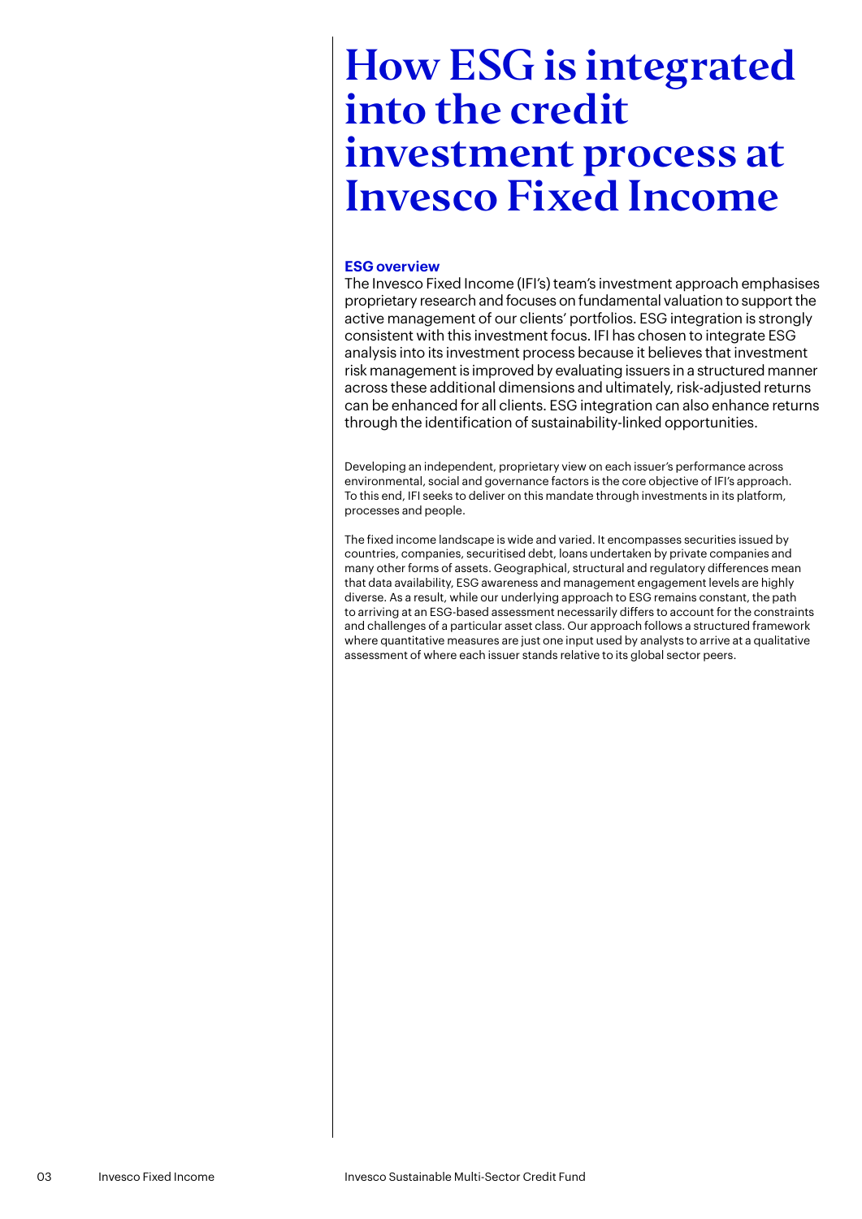# How ESG is integrated into the credit investment process at Invesco Fixed Income

**ESG overview**

The Invesco Fixed Income (IFI's) team's investment approach emphasises proprietary research and focuses on fundamental valuation to support the active management of our clients' portfolios. ESG integration is strongly consistent with this investment focus. IFI has chosen to integrate ESG analysis into its investment process because it believes that investment risk management is improved by evaluating issuers in a structured manner across these additional dimensions and ultimately, risk-adjusted returns can be enhanced for all clients. ESG integration can also enhance returns through the identification of sustainability-linked opportunities.

Developing an independent, proprietary view on each issuer's performance across environmental, social and governance factors is the core objective of IFI's approach. To this end, IFI seeks to deliver on this mandate through investments in its platform, processes and people.

The fixed income landscape is wide and varied. It encompasses securities issued by countries, companies, securitised debt, loans undertaken by private companies and many other forms of assets. Geographical, structural and regulatory differences mean that data availability, ESG awareness and management engagement levels are highly diverse. As a result, while our underlying approach to ESG remains constant, the path to arriving at an ESG-based assessment necessarily differs to account for the constraints and challenges of a particular asset class. Our approach follows a structured framework where quantitative measures are just one input used by analysts to arrive at a qualitative assessment of where each issuer stands relative to its global sector peers.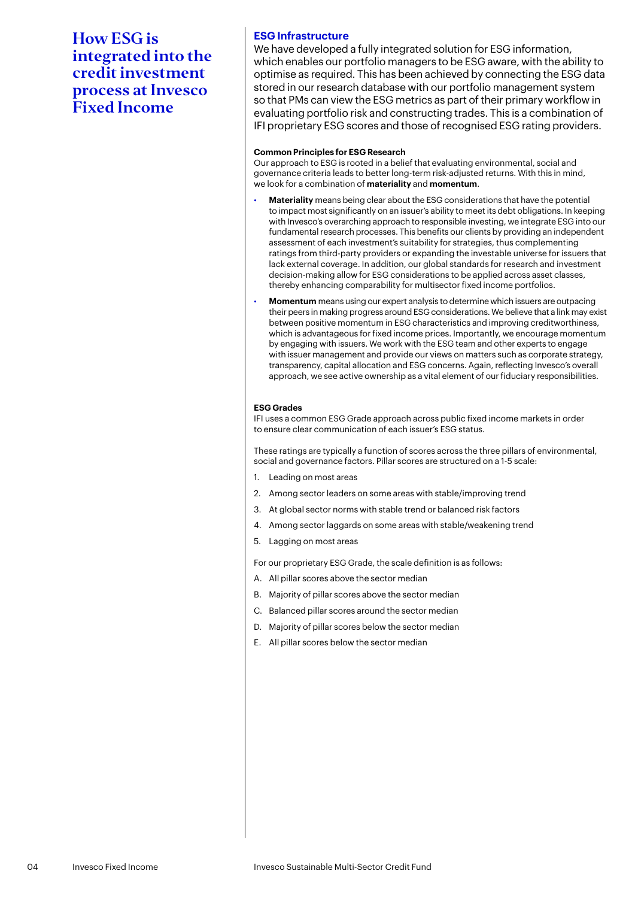# How ESG is integrated into the credit investment process at Invesco Fixed Income

## ESG Infrastructure

We have developed a fully integrated solution for ESG information, which enables our portfolio managers to be ESG aware, with the ability to optimise as required. This has been achieved by connecting the ESG data stored in our research database with our portfolio management system so that PMs can view the ESG metrics as part of their primary workflow in evaluating portfolio risk and constructing trades. This is a combination of IFI proprietary ESG scores and those of recognised ESG rating providers.

### Common Principles for ESG Research

Our approach to ESG is rooted in a belief that evaluating environmental, social and governance criteria leads to better long-term risk-adjusted returns. With this in mind, we look for a combination of **materiality** and **momentum**.

- **Materiality** means being clear about the ESG considerations that have the potential to impact most significantly on an issuer's ability to meet its debt obligations. In keeping with Invesco's overarching approach to responsible investing, we integrate ESG into our fundamental research processes. This benefits our clients by providing an independent assessment of each investment's suitability for strategies, thus complementing ratings from third-party providers or expanding the investable universe for issuers that lack external coverage. In addition, our global standards for research and investment decision-making allow for ESG considerations to be applied across asset classes, thereby enhancing comparability for multisector fixed income portfolios.
- **Momentum** means using our expert analysis to determine which issuers are outpacing their peers in making progress around ESG considerations. We believe that a link may exist between positive momentum in ESG characteristics and improving creditworthiness, which is advantageous for fixed income prices. Importantly, we encourage momentum by engaging with issuers. We work with the ESG team and other experts to engage with issuer management and provide our views on matters such as corporate strategy, transparency, capital allocation and ESG concerns. Again, reflecting Invesco's overall approach, we see active ownership as a vital element of our fiduciary responsibilities.

### ESG Grades

IFI uses a common ESG Grade approach across public fixed income markets in order to ensure clear communication of each issuer's ESG status.

These ratings are typically a function of scores across the three pillars of environmental, social and governance factors. Pillar scores are structured on a 1-5 scale:

1. Leading on most areas
2. Among sector leaders on some areas with stable/improving trend
3. At global sector norms with stable trend or balanced risk factors
4. Among sector laggards on some areas with stable/weakening trend
5. Lagging on most areas

For our proprietary ESG Grade, the scale definition is as follows:

A. All pillar scores above the sector median

B. Majority of pillar scores above the sector median

C. Balanced pillar scores around the sector median

D. Majority of pillar scores below the sector median

E. All pillar scores below the sector median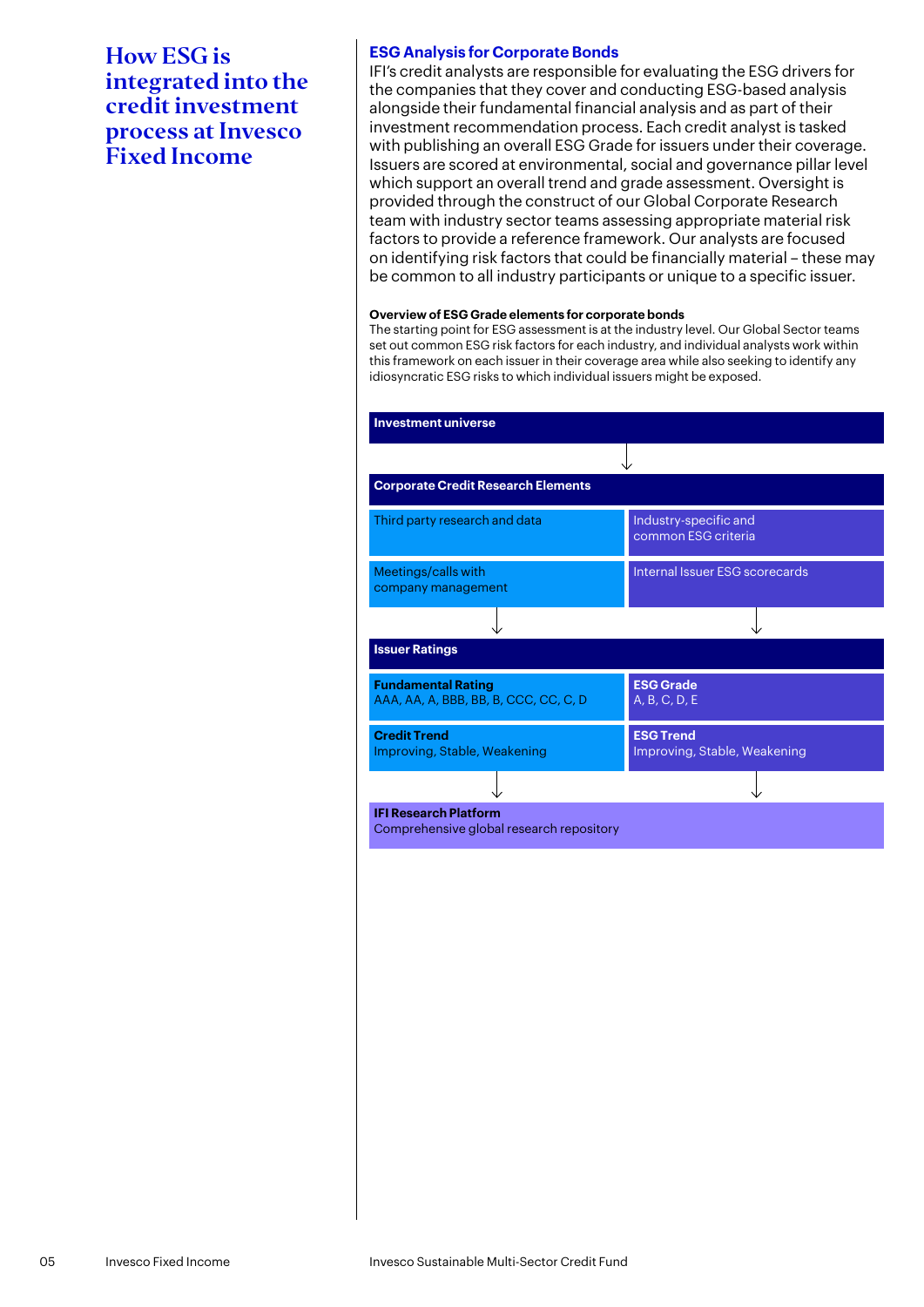# How ESG is integrated into the credit investment process at Invesco Fixed Income

## ESG Analysis for Corporate Bonds

IFI's credit analysts are responsible for evaluating the ESG drivers for the companies that they cover and conducting ESG-based analysis alongside their fundamental financial analysis and as part of their investment recommendation process. Each credit analyst is tasked with publishing an overall ESG Grade for issuers under their coverage. Issuers are scored at environmental, social and governance pillar level which support an overall trend and grade assessment. Oversight is provided through the construct of our Global Corporate Research team with industry sector teams assessing appropriate material risk factors to provide a reference framework. Our analysts are focused on identifying risk factors that could be financially material – these may be common to all industry participants or unique to a specific issuer.

**Overview of ESG Grade elements for corporate bonds**

The starting point for ESG assessment is at the industry level. Our Global Sector teams set out common ESG risk factors for each industry, and individual analysts work within this framework on each issuer in their coverage area while also seeking to identify any idiosyncratic ESG risks to which individual issuers might be exposed.

**Investment universe**

↓

**Corporate Credit Research Elements**

| | |
|---|---|
| Third party research and data | Industry-specific and common ESG criteria |
| Meetings/calls with company management | Internal Issuer ESG scorecards |

↓

**Issuer Ratings**

| | |
|---|---|
| **Fundamental Rating** AAA, AA, A, BBB, BB, B, CCC, CC, C, D | **ESG Grade** A, B, C, D, E |
| **Credit Trend** Improving, Stable, Weakening | **ESG Trend** Improving, Stable, Weakening |

↓

**IFI Research Platform**
Comprehensive global research repository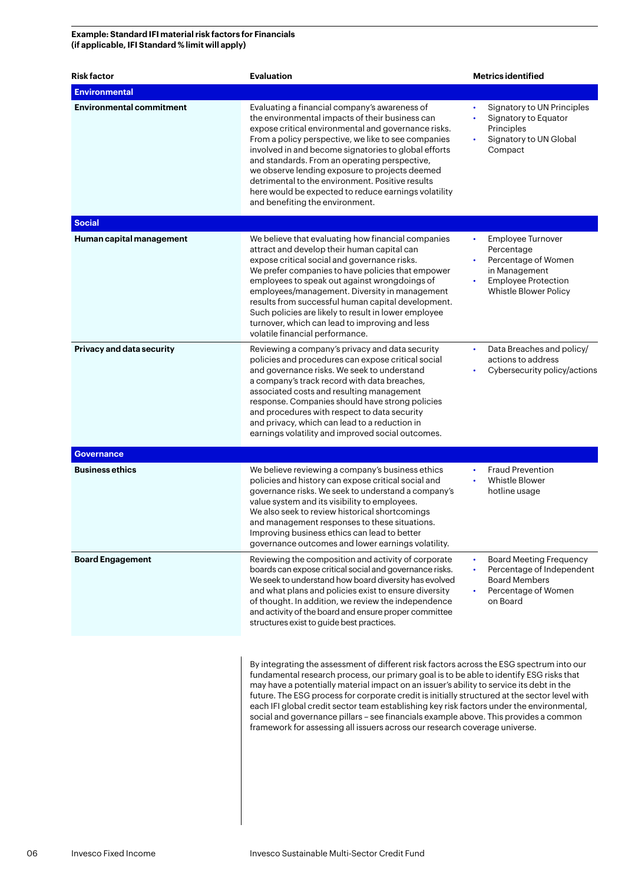**Example: Standard IFI material risk factors for Financials (if applicable, IFI Standard % limit will apply)**

| Risk factor | Evaluation | Metrics identified |
|---|---|---|
| **Environmental** | | |
| **Environmental commitment** | Evaluating a financial company's awareness of the environmental impacts of their business can expose critical environmental and governance risks. From a policy perspective, we like to see companies involved in and become signatories to global efforts and standards. From an operating perspective, we observe lending exposure to projects deemed detrimental to the environment. Positive results here would be expected to reduce earnings volatility and benefiting the environment. | • Signatory to UN Principles<br>• Signatory to Equator Principles<br>• Signatory to UN Global Compact |
| **Social** | | |
| **Human capital management** | We believe that evaluating how financial companies attract and develop their human capital can expose critical social and governance risks. We prefer companies to have policies that empower employees to speak out against wrongdoings of employees/management. Diversity in management results from successful human capital development. Such policies are likely to result in lower employee turnover, which can lead to improving and less volatile financial performance. | • Employee Turnover Percentage<br>• Percentage of Women in Management<br>• Employee Protection Whistle Blower Policy |
| **Privacy and data security** | Reviewing a company's privacy and data security policies and procedures can expose critical social and governance risks. We seek to understand a company's track record with data breaches, associated costs and resulting management response. Companies should have strong policies and procedures with respect to data security and privacy, which can lead to a reduction in earnings volatility and improved social outcomes. | • Data Breaches and policy/actions to address<br>• Cybersecurity policy/actions |
| **Governance** | | |
| **Business ethics** | We believe reviewing a company's business ethics policies and history can expose critical social and governance risks. We seek to understand a company's value system and its visibility to employees. We also seek to review historical shortcomings and management responses to these situations. Improving business ethics can lead to better governance outcomes and lower earnings volatility. | • Fraud Prevention<br>• Whistle Blower hotline usage |
| **Board Engagement** | Reviewing the composition and activity of corporate boards can expose critical social and governance risks. We seek to understand how board diversity has evolved and what plans and policies exist to ensure diversity of thought. In addition, we review the independence and activity of the board and ensure proper committee structures exist to guide best practices. | • Board Meeting Frequency<br>• Percentage of Independent Board Members<br>• Percentage of Women on Board |

By integrating the assessment of different risk factors across the ESG spectrum into our fundamental research process, our primary goal is to be able to identify ESG risks that may have a potentially material impact on an issuer's ability to service its debt in the future. The ESG process for corporate credit is initially structured at the sector level with each IFI global credit sector team establishing key risk factors under the environmental, social and governance pillars – see financials example above. This provides a common framework for assessing all issuers across our research coverage universe.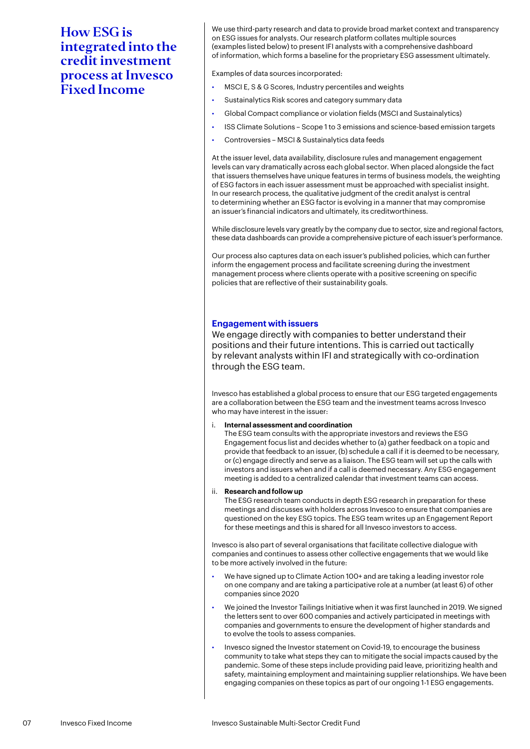# How ESG is integrated into the credit investment process at Invesco Fixed Income

We use third-party research and data to provide broad market context and transparency on ESG issues for analysts. Our research platform collates multiple sources (examples listed below) to present IFI analysts with a comprehensive dashboard of information, which forms a baseline for the proprietary ESG assessment ultimately.

Examples of data sources incorporated:

- MSCI E, S & G Scores, Industry percentiles and weights
- Sustainalytics Risk scores and category summary data
- Global Compact compliance or violation fields (MSCI and Sustainalytics)
- ISS Climate Solutions – Scope 1 to 3 emissions and science-based emission targets
- Controversies – MSCI & Sustainalytics data feeds

At the issuer level, data availability, disclosure rules and management engagement levels can vary dramatically across each global sector. When placed alongside the fact that issuers themselves have unique features in terms of business models, the weighting of ESG factors in each issuer assessment must be approached with specialist insight. In our research process, the qualitative judgment of the credit analyst is central to determining whether an ESG factor is evolving in a manner that may compromise an issuer's financial indicators and ultimately, its creditworthiness.

While disclosure levels vary greatly by the company due to sector, size and regional factors, these data dashboards can provide a comprehensive picture of each issuer's performance.

Our process also captures data on each issuer's published policies, which can further inform the engagement process and facilitate screening during the investment management process where clients operate with a positive screening on specific policies that are reflective of their sustainability goals.

## Engagement with issuers

We engage directly with companies to better understand their positions and their future intentions. This is carried out tactically by relevant analysts within IFI and strategically with co-ordination through the ESG team.

Invesco has established a global process to ensure that our ESG targeted engagements are a collaboration between the ESG team and the investment teams across Invesco who may have interest in the issuer:

i. **Internal assessment and coordination**
The ESG team consults with the appropriate investors and reviews the ESG Engagement focus list and decides whether to (a) gather feedback on a topic and provide that feedback to an issuer, (b) schedule a call if it is deemed to be necessary, or (c) engage directly and serve as a liaison. The ESG team will set up the calls with investors and issuers when and if a call is deemed necessary. Any ESG engagement meeting is added to a centralized calendar that investment teams can access.

ii. **Research and follow up**
The ESG research team conducts in depth ESG research in preparation for these meetings and discusses with holders across Invesco to ensure that companies are questioned on the key ESG topics. The ESG team writes up an Engagement Report for these meetings and this is shared for all Invesco investors to access.

Invesco is also part of several organisations that facilitate collective dialogue with companies and continues to assess other collective engagements that we would like to be more actively involved in the future:

- We have signed up to Climate Action 100+ and are taking a leading investor role on one company and are taking a participative role at a number (at least 6) of other companies since 2020
- We joined the Investor Tailings Initiative when it was first launched in 2019. We signed the letters sent to over 600 companies and actively participated in meetings with companies and governments to ensure the development of higher standards and to evolve the tools to assess companies.
- Invesco signed the Investor statement on Covid-19, to encourage the business community to take what steps they can to mitigate the social impacts caused by the pandemic. Some of these steps include providing paid leave, prioritizing health and safety, maintaining employment and maintaining supplier relationships. We have been engaging companies on these topics as part of our ongoing 1-1 ESG engagements.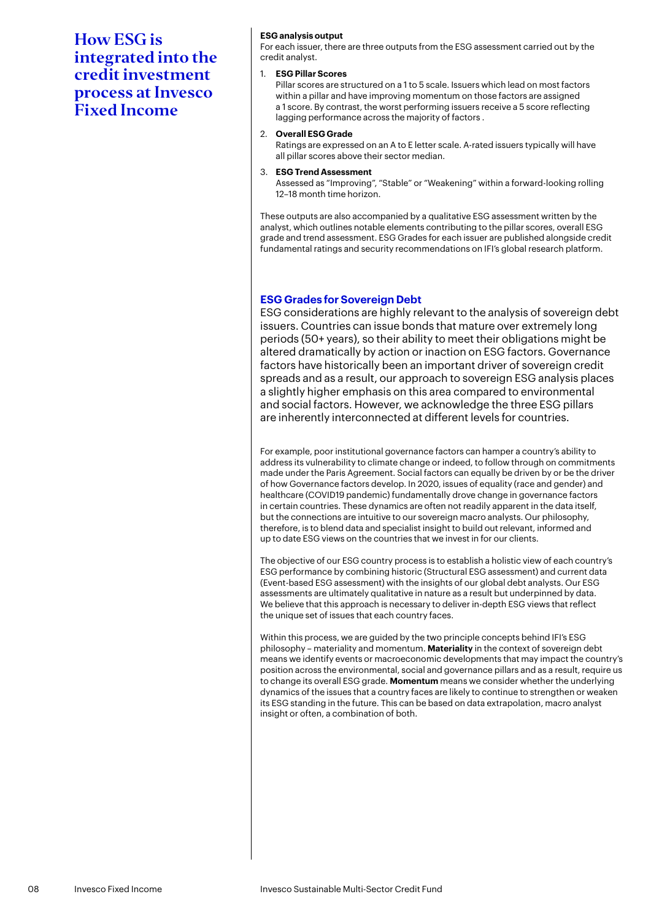# How ESG is integrated into the credit investment process at Invesco Fixed Income

**ESG analysis output**

For each issuer, there are three outputs from the ESG assessment carried out by the credit analyst.

1. **ESG Pillar Scores**
   Pillar scores are structured on a 1 to 5 scale. Issuers which lead on most factors within a pillar and have improving momentum on those factors are assigned a 1 score. By contrast, the worst performing issuers receive a 5 score reflecting lagging performance across the majority of factors .
2. **Overall ESG Grade**
   Ratings are expressed on an A to E letter scale. A-rated issuers typically will have all pillar scores above their sector median.
3. **ESG Trend Assessment**
   Assessed as "Improving", "Stable" or "Weakening" within a forward-looking rolling 12–18 month time horizon.

These outputs are also accompanied by a qualitative ESG assessment written by the analyst, which outlines notable elements contributing to the pillar scores, overall ESG grade and trend assessment. ESG Grades for each issuer are published alongside credit fundamental ratings and security recommendations on IFI's global research platform.

## ESG Grades for Sovereign Debt

ESG considerations are highly relevant to the analysis of sovereign debt issuers. Countries can issue bonds that mature over extremely long periods (50+ years), so their ability to meet their obligations might be altered dramatically by action or inaction on ESG factors. Governance factors have historically been an important driver of sovereign credit spreads and as a result, our approach to sovereign ESG analysis places a slightly higher emphasis on this area compared to environmental and social factors. However, we acknowledge the three ESG pillars are inherently interconnected at different levels for countries.

For example, poor institutional governance factors can hamper a country's ability to address its vulnerability to climate change or indeed, to follow through on commitments made under the Paris Agreement. Social factors can equally be driven by or be the driver of how Governance factors develop. In 2020, issues of equality (race and gender) and healthcare (COVID19 pandemic) fundamentally drove change in governance factors in certain countries. These dynamics are often not readily apparent in the data itself, but the connections are intuitive to our sovereign macro analysts. Our philosophy, therefore, is to blend data and specialist insight to build out relevant, informed and up to date ESG views on the countries that we invest in for our clients.

The objective of our ESG country process is to establish a holistic view of each country's ESG performance by combining historic (Structural ESG assessment) and current data (Event-based ESG assessment) with the insights of our global debt analysts. Our ESG assessments are ultimately qualitative in nature as a result but underpinned by data. We believe that this approach is necessary to deliver in-depth ESG views that reflect the unique set of issues that each country faces.

Within this process, we are guided by the two principle concepts behind IFI's ESG philosophy – materiality and momentum. **Materiality** in the context of sovereign debt means we identify events or macroeconomic developments that may impact the country's position across the environmental, social and governance pillars and as a result, require us to change its overall ESG grade. **Momentum** means we consider whether the underlying dynamics of the issues that a country faces are likely to continue to strengthen or weaken its ESG standing in the future. This can be based on data extrapolation, macro analyst insight or often, a combination of both.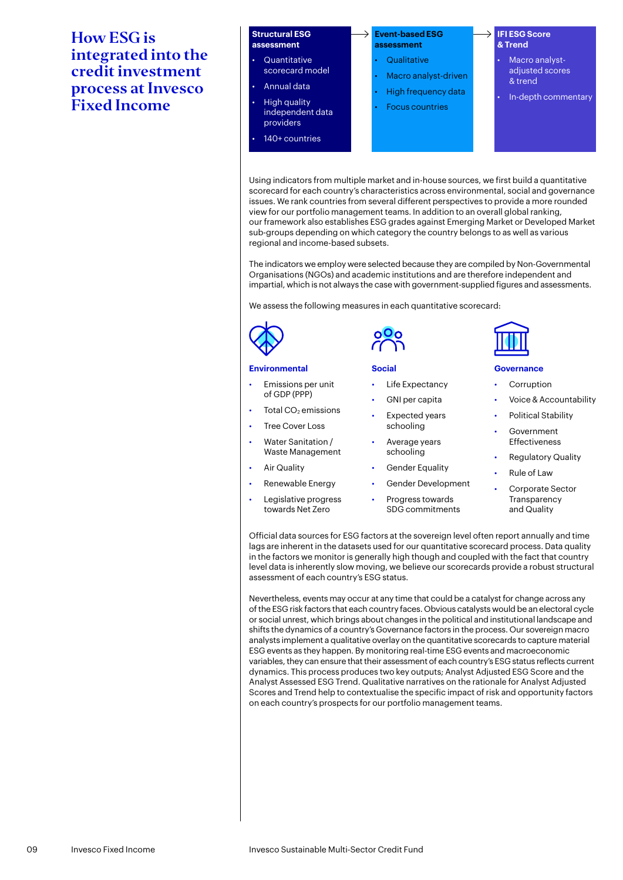# How ESG is integrated into the credit investment process at Invesco Fixed Income

**Structural ESG assessment**

- Quantitative scorecard model
- Annual data
- High quality independent data providers
- 140+ countries

→ **Event-based ESG assessment**

- Qualitative
- Macro analyst-driven
- High frequency data
- Focus countries

→ **IFI ESG Score & Trend**

- Macro analyst-adjusted scores & trend
- In-depth commentary

Using indicators from multiple market and in-house sources, we first build a quantitative scorecard for each country's characteristics across environmental, social and governance issues. We rank countries from several different perspectives to provide a more rounded view for our portfolio management teams. In addition to an overall global ranking, our framework also establishes ESG grades against Emerging Market or Developed Market sub-groups depending on which category the country belongs to as well as various regional and income-based subsets.

The indicators we employ were selected because they are compiled by Non-Governmental Organisations (NGOs) and academic institutions and are therefore independent and impartial, which is not always the case with government-supplied figures and assessments.

We assess the following measures in each quantitative scorecard:

**Environmental**

- Emissions per unit of GDP (PPP)
- Total $CO_2$ emissions
- Tree Cover Loss
- Water Sanitation / Waste Management
- Air Quality
- Renewable Energy
- Legislative progress towards Net Zero

**Social**

- Life Expectancy
- GNI per capita
- Expected years schooling
- Average years schooling
- Gender Equality
- Gender Development
- Progress towards SDG commitments

**Governance**

- Corruption
- Voice & Accountability
- Political Stability
- Government Effectiveness
- Regulatory Quality
- Rule of Law
- Corporate Sector Transparency and Quality

Official data sources for ESG factors at the sovereign level often report annually and time lags are inherent in the datasets used for our quantitative scorecard process. Data quality in the factors we monitor is generally high though and coupled with the fact that country level data is inherently slow moving, we believe our scorecards provide a robust structural assessment of each country's ESG status.

Nevertheless, events may occur at any time that could be a catalyst for change across any of the ESG risk factors that each country faces. Obvious catalysts would be an electoral cycle or social unrest, which brings about changes in the political and institutional landscape and shifts the dynamics of a country's Governance factors in the process. Our sovereign macro analysts implement a qualitative overlay on the quantitative scorecards to capture material ESG events as they happen. By monitoring real-time ESG events and macroeconomic variables, they can ensure that their assessment of each country's ESG status reflects current dynamics. This process produces two key outputs; Analyst Adjusted ESG Score and the Analyst Assessed ESG Trend. Qualitative narratives on the rationale for Analyst Adjusted Scores and Trend help to contextualise the specific impact of risk and opportunity factors on each country's prospects for our portfolio management teams.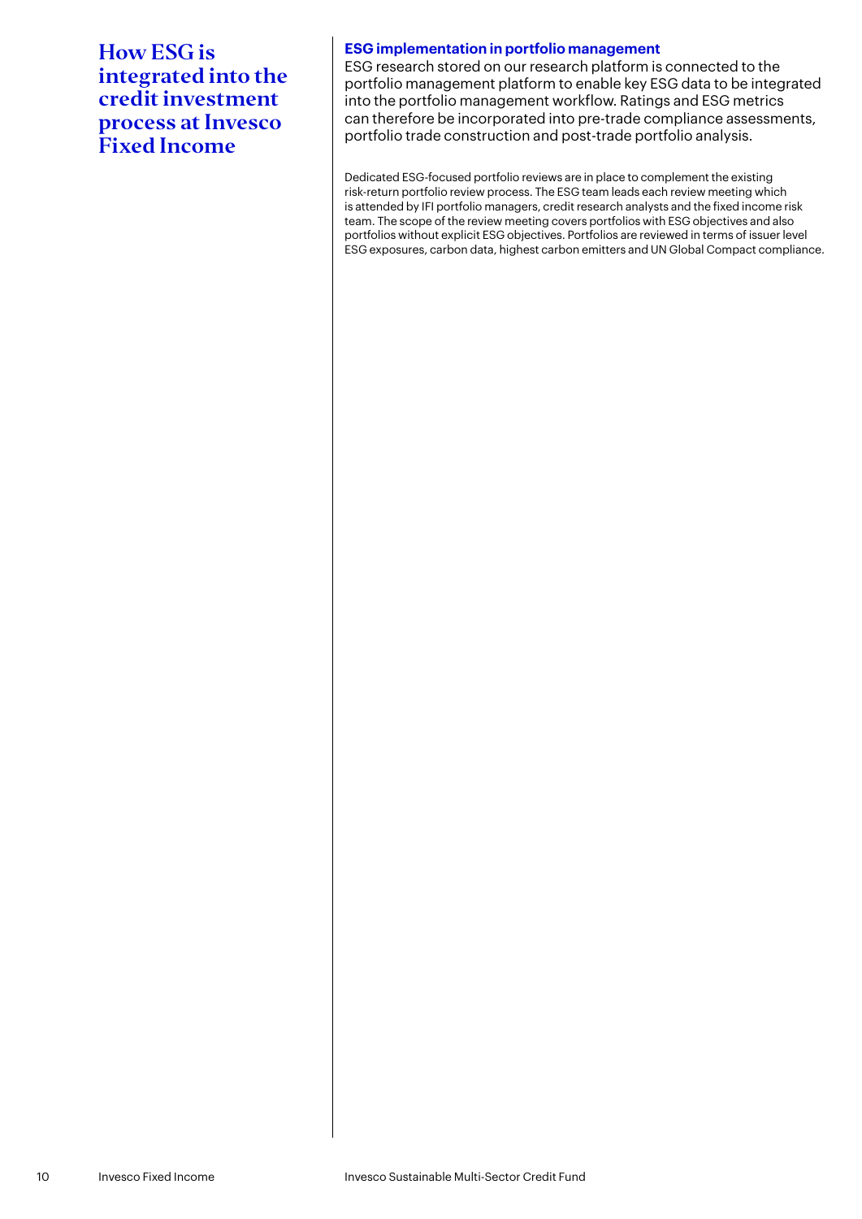# How ESG is integrated into the credit investment process at Invesco Fixed Income

## ESG implementation in portfolio management

ESG research stored on our research platform is connected to the portfolio management platform to enable key ESG data to be integrated into the portfolio management workflow. Ratings and ESG metrics can therefore be incorporated into pre-trade compliance assessments, portfolio trade construction and post-trade portfolio analysis.

Dedicated ESG-focused portfolio reviews are in place to complement the existing risk-return portfolio review process. The ESG team leads each review meeting which is attended by IFI portfolio managers, credit research analysts and the fixed income risk team. The scope of the review meeting covers portfolios with ESG objectives and also portfolios without explicit ESG objectives. Portfolios are reviewed in terms of issuer level ESG exposures, carbon data, highest carbon emitters and UN Global Compact compliance.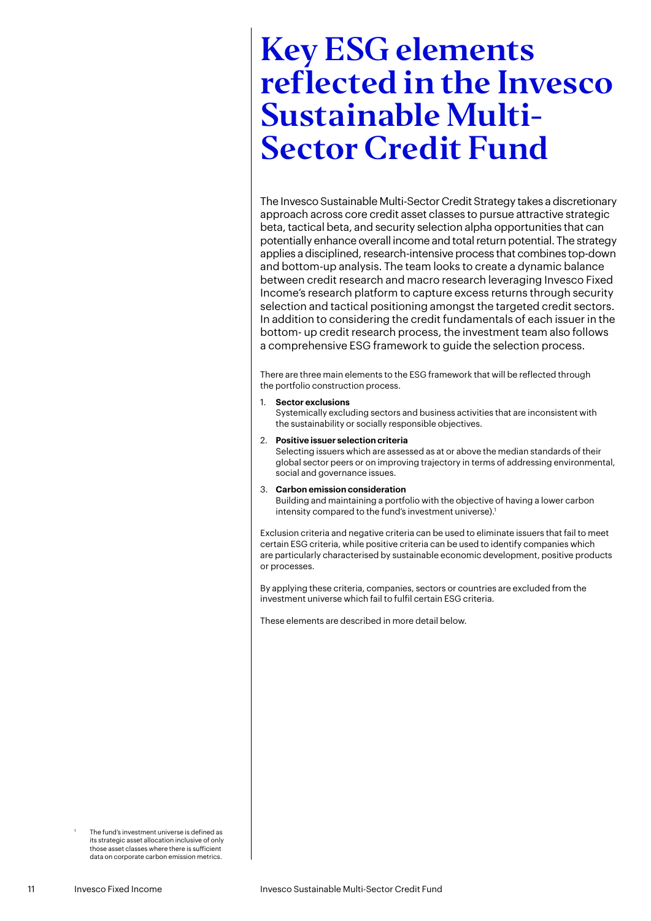# Key ESG elements reflected in the Invesco Sustainable Multi-Sector Credit Fund

The Invesco Sustainable Multi-Sector Credit Strategy takes a discretionary approach across core credit asset classes to pursue attractive strategic beta, tactical beta, and security selection alpha opportunities that can potentially enhance overall income and total return potential. The strategy applies a disciplined, research-intensive process that combines top-down and bottom-up analysis. The team looks to create a dynamic balance between credit research and macro research leveraging Invesco Fixed Income's research platform to capture excess returns through security selection and tactical positioning amongst the targeted credit sectors. In addition to considering the credit fundamentals of each issuer in the bottom- up credit research process, the investment team also follows a comprehensive ESG framework to guide the selection process.

There are three main elements to the ESG framework that will be reflected through the portfolio construction process.

1. **Sector exclusions**
   Systemically excluding sectors and business activities that are inconsistent with the sustainability or socially responsible objectives.
2. **Positive issuer selection criteria**
   Selecting issuers which are assessed as at or above the median standards of their global sector peers or on improving trajectory in terms of addressing environmental, social and governance issues.
3. **Carbon emission consideration**
   Building and maintaining a portfolio with the objective of having a lower carbon intensity compared to the fund's investment universe).[1]

Exclusion criteria and negative criteria can be used to eliminate issuers that fail to meet certain ESG criteria, while positive criteria can be used to identify companies which are particularly characterised by sustainable economic development, positive products or processes.

By applying these criteria, companies, sectors or countries are excluded from the investment universe which fail to fulfil certain ESG criteria.

These elements are described in more detail below.

[1] The fund's investment universe is defined as its strategic asset allocation inclusive of only those asset classes where there is sufficient data on corporate carbon emission metrics.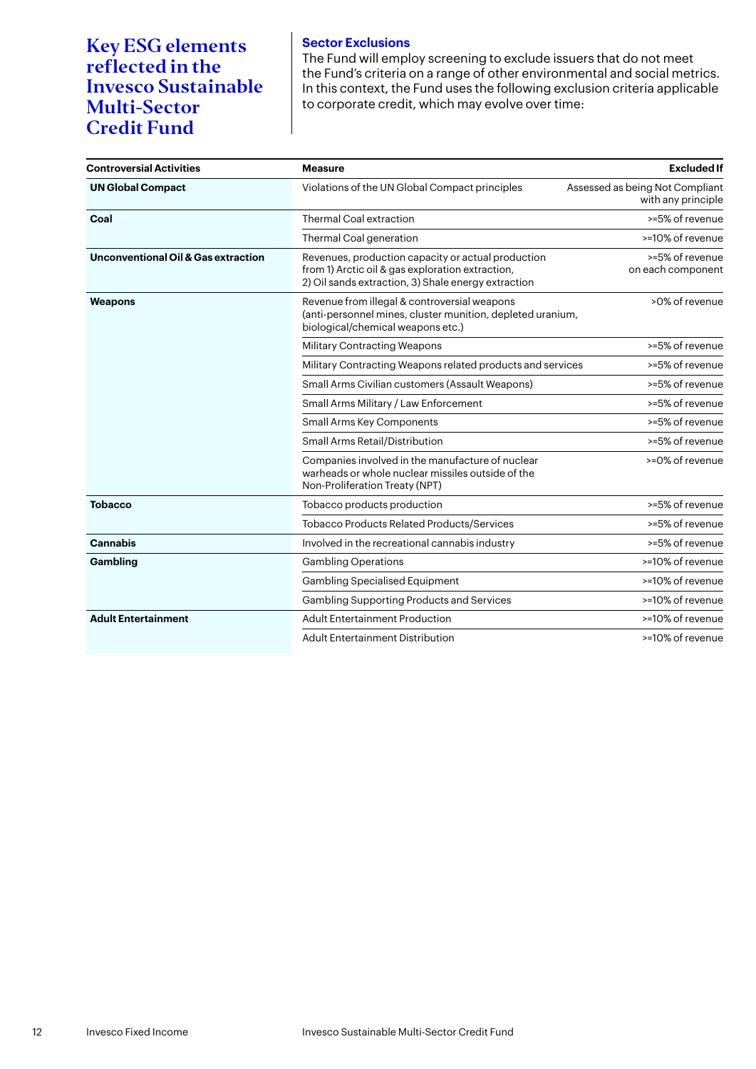# Key ESG elements reflected in the Invesco Sustainable Multi-Sector Credit Fund

## Sector Exclusions

The Fund will employ screening to exclude issuers that do not meet the Fund's criteria on a range of other environmental and social metrics. In this context, the Fund uses the following exclusion criteria applicable to corporate credit, which may evolve over time:

| Controversial Activities | Measure | Excluded If |
|---|---|---|
| **UN Global Compact** | Violations of the UN Global Compact principles | Assessed as being Not Compliant with any principle |
| **Coal** | Thermal Coal extraction | >=5% of revenue |
| | Thermal Coal generation | >=10% of revenue |
| **Unconventional Oil & Gas extraction** | Revenues, production capacity or actual production from 1) Arctic oil & gas exploration extraction, 2) Oil sands extraction, 3) Shale energy extraction | >=5% of revenue on each component |
| **Weapons** | Revenue from illegal & controversial weapons (anti-personnel mines, cluster munition, depleted uranium, biological/chemical weapons etc.) | >0% of revenue |
| | Military Contracting Weapons | >=5% of revenue |
| | Military Contracting Weapons related products and services | >=5% of revenue |
| | Small Arms Civilian customers (Assault Weapons) | >=5% of revenue |
| | Small Arms Military / Law Enforcement | >=5% of revenue |
| | Small Arms Key Components | >=5% of revenue |
| | Small Arms Retail/Distribution | >=5% of revenue |
| | Companies involved in the manufacture of nuclear warheads or whole nuclear missiles outside of the Non-Proliferation Treaty (NPT) | >=0% of revenue |
| **Tobacco** | Tobacco products production | >=5% of revenue |
| | Tobacco Products Related Products/Services | >=5% of revenue |
| **Cannabis** | Involved in the recreational cannabis industry | >=5% of revenue |
| **Gambling** | Gambling Operations | >=10% of revenue |
| | Gambling Specialised Equipment | >=10% of revenue |
| | Gambling Supporting Products and Services | >=10% of revenue |
| **Adult Entertainment** | Adult Entertainment Production | >=10% of revenue |
| | Adult Entertainment Distribution | >=10% of revenue |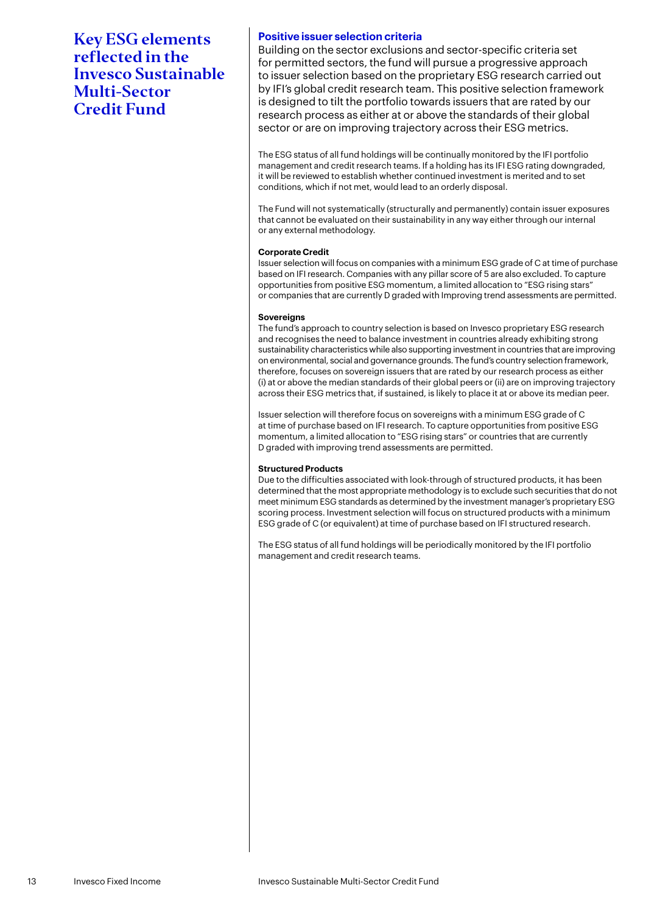# Key ESG elements reflected in the Invesco Sustainable Multi-Sector Credit Fund

## Positive issuer selection criteria

Building on the sector exclusions and sector-specific criteria set for permitted sectors, the fund will pursue a progressive approach to issuer selection based on the proprietary ESG research carried out by IFI's global credit research team. This positive selection framework is designed to tilt the portfolio towards issuers that are rated by our research process as either at or above the standards of their global sector or are on improving trajectory across their ESG metrics.

The ESG status of all fund holdings will be continually monitored by the IFI portfolio management and credit research teams. If a holding has its IFI ESG rating downgraded, it will be reviewed to establish whether continued investment is merited and to set conditions, which if not met, would lead to an orderly disposal.

The Fund will not systematically (structurally and permanently) contain issuer exposures that cannot be evaluated on their sustainability in any way either through our internal or any external methodology.

**Corporate Credit**

Issuer selection will focus on companies with a minimum ESG grade of C at time of purchase based on IFI research. Companies with any pillar score of 5 are also excluded. To capture opportunities from positive ESG momentum, a limited allocation to "ESG rising stars" or companies that are currently D graded with Improving trend assessments are permitted.

**Sovereigns**

The fund's approach to country selection is based on Invesco proprietary ESG research and recognises the need to balance investment in countries already exhibiting strong sustainability characteristics while also supporting investment in countries that are improving on environmental, social and governance grounds. The fund's country selection framework, therefore, focuses on sovereign issuers that are rated by our research process as either (i) at or above the median standards of their global peers or (ii) are on improving trajectory across their ESG metrics that, if sustained, is likely to place it at or above its median peer.

Issuer selection will therefore focus on sovereigns with a minimum ESG grade of C at time of purchase based on IFI research. To capture opportunities from positive ESG momentum, a limited allocation to "ESG rising stars" or countries that are currently D graded with improving trend assessments are permitted.

**Structured Products**

Due to the difficulties associated with look-through of structured products, it has been determined that the most appropriate methodology is to exclude such securities that do not meet minimum ESG standards as determined by the investment manager's proprietary ESG scoring process. Investment selection will focus on structured products with a minimum ESG grade of C (or equivalent) at time of purchase based on IFI structured research.

The ESG status of all fund holdings will be periodically monitored by the IFI portfolio management and credit research teams.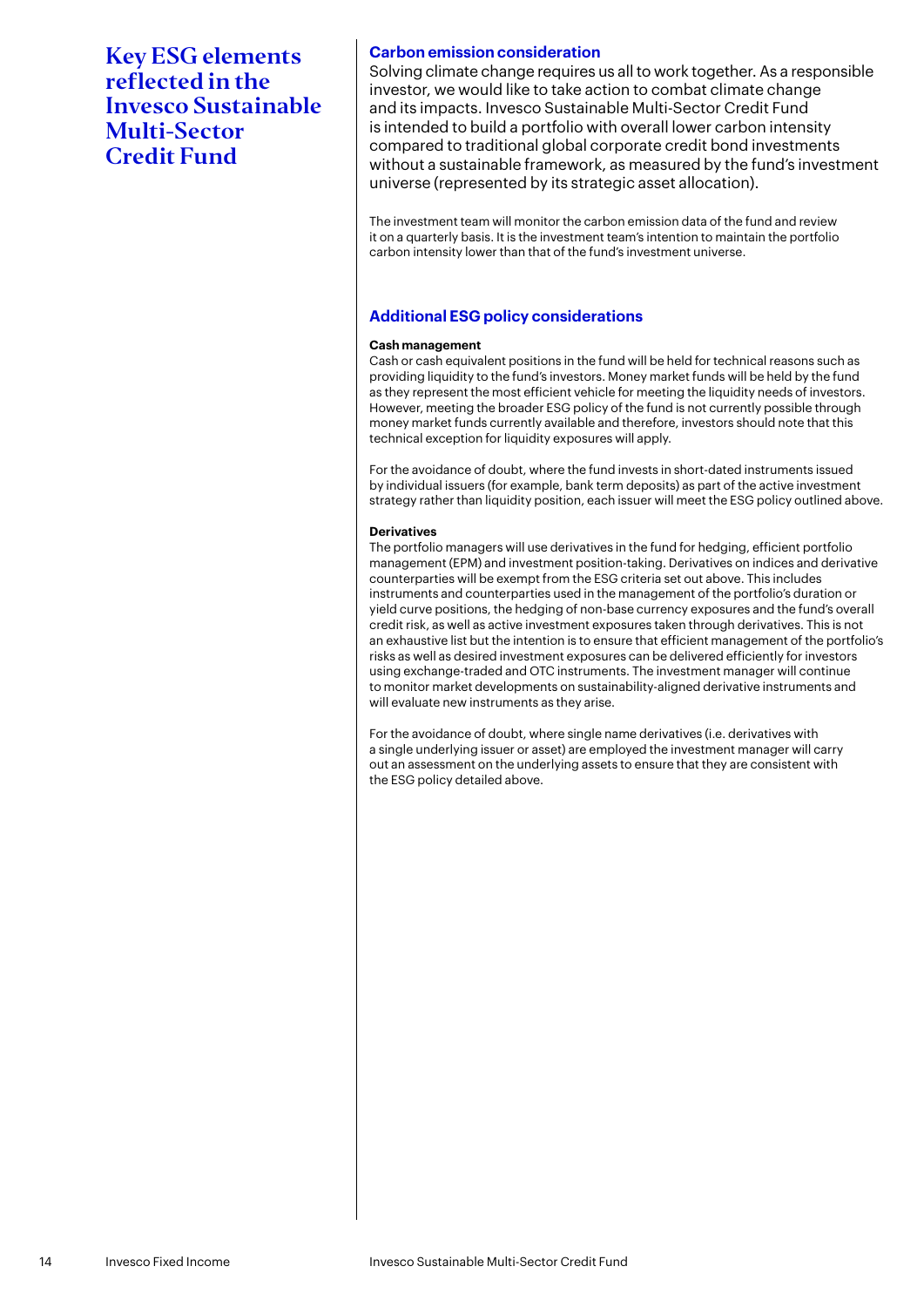# Key ESG elements reflected in the Invesco Sustainable Multi-Sector Credit Fund

## Carbon emission consideration

Solving climate change requires us all to work together. As a responsible investor, we would like to take action to combat climate change and its impacts. Invesco Sustainable Multi-Sector Credit Fund is intended to build a portfolio with overall lower carbon intensity compared to traditional global corporate credit bond investments without a sustainable framework, as measured by the fund's investment universe (represented by its strategic asset allocation).

The investment team will monitor the carbon emission data of the fund and review it on a quarterly basis. It is the investment team's intention to maintain the portfolio carbon intensity lower than that of the fund's investment universe.

## Additional ESG policy considerations

### Cash management

Cash or cash equivalent positions in the fund will be held for technical reasons such as providing liquidity to the fund's investors. Money market funds will be held by the fund as they represent the most efficient vehicle for meeting the liquidity needs of investors. However, meeting the broader ESG policy of the fund is not currently possible through money market funds currently available and therefore, investors should note that this technical exception for liquidity exposures will apply.

For the avoidance of doubt, where the fund invests in short-dated instruments issued by individual issuers (for example, bank term deposits) as part of the active investment strategy rather than liquidity position, each issuer will meet the ESG policy outlined above.

### Derivatives

The portfolio managers will use derivatives in the fund for hedging, efficient portfolio management (EPM) and investment position-taking. Derivatives on indices and derivative counterparties will be exempt from the ESG criteria set out above. This includes instruments and counterparties used in the management of the portfolio's duration or yield curve positions, the hedging of non-base currency exposures and the fund's overall credit risk, as well as active investment exposures taken through derivatives. This is not an exhaustive list but the intention is to ensure that efficient management of the portfolio's risks as well as desired investment exposures can be delivered efficiently for investors using exchange-traded and OTC instruments. The investment manager will continue to monitor market developments on sustainability-aligned derivative instruments and will evaluate new instruments as they arise.

For the avoidance of doubt, where single name derivatives (i.e. derivatives with a single underlying issuer or asset) are employed the investment manager will carry out an assessment on the underlying assets to ensure that they are consistent with the ESG policy detailed above.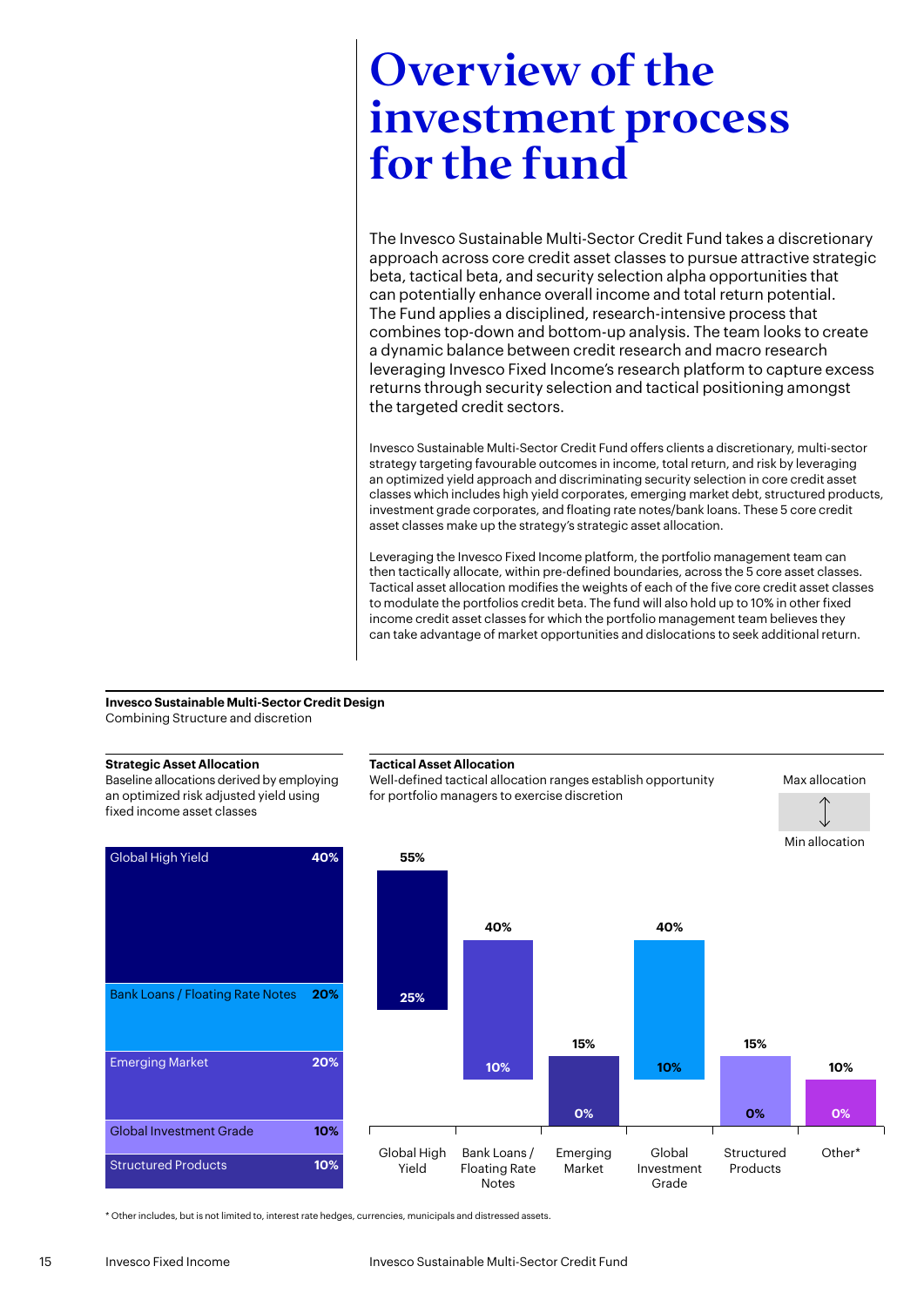# Overview of the investment process for the fund

The Invesco Sustainable Multi-Sector Credit Fund takes a discretionary approach across core credit asset classes to pursue attractive strategic beta, tactical beta, and security selection alpha opportunities that can potentially enhance overall income and total return potential. The Fund applies a disciplined, research-intensive process that combines top-down and bottom-up analysis. The team looks to create a dynamic balance between credit research and macro research leveraging Invesco Fixed Income's research platform to capture excess returns through security selection and tactical positioning amongst the targeted credit sectors.

Invesco Sustainable Multi-Sector Credit Fund offers clients a discretionary, multi-sector strategy targeting favourable outcomes in income, total return, and risk by leveraging an optimized yield approach and discriminating security selection in core credit asset classes which includes high yield corporates, emerging market debt, structured products, investment grade corporates, and floating rate notes/bank loans. These 5 core credit asset classes make up the strategy's strategic asset allocation.

Leveraging the Invesco Fixed Income platform, the portfolio management team can then tactically allocate, within pre-defined boundaries, across the 5 core asset classes. Tactical asset allocation modifies the weights of each of the five core credit asset classes to modulate the portfolios credit beta. The fund will also hold up to 10% in other fixed income credit asset classes for which the portfolio management team believes they can take advantage of market opportunities and dislocations to seek additional return.

**Invesco Sustainable Multi-Sector Credit Design**
Combining Structure and discretion

**Strategic Asset Allocation**
Baseline allocations derived by employing an optimized risk adjusted yield using fixed income asset classes

| Asset class | Allocation |
|---|---|
| Global High Yield | 40% |
| Bank Loans / Floating Rate Notes | 20% |
| Emerging Market | 20% |
| Global Investment Grade | 10% |
| Structured Products | 10% |

**Tactical Asset Allocation**
Well-defined tactical allocation ranges establish opportunity for portfolio managers to exercise discretion

| Asset class | Min allocation | Max allocation |
|---|---|---|
| Global High Yield | 25% | 55% |
| Bank Loans / Floating Rate Notes | 10% | 40% |
| Emerging Market | 0% | 15% |
| Global Investment Grade | 10% | 40% |
| Structured Products | 0% | 15% |
| Other* | 0% | 10% |

\* Other includes, but is not limited to, interest rate hedges, currencies, municipals and distressed assets.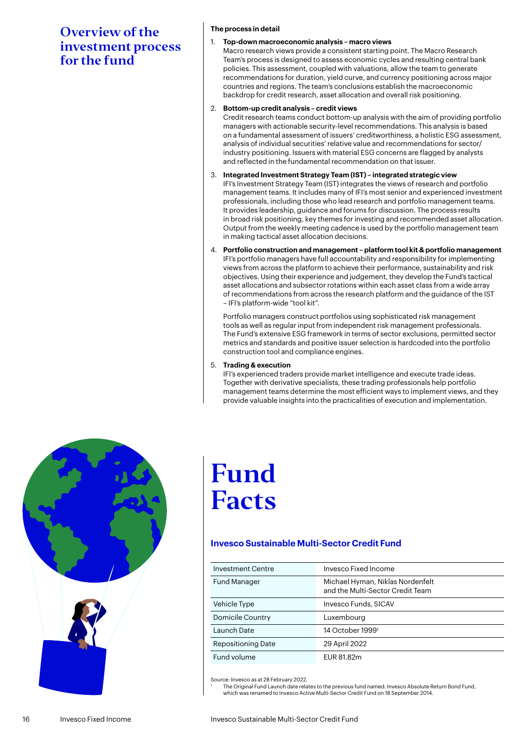# Overview of the investment process for the fund

**The process in detail**

1. **Top-down macroeconomic analysis – macro views**
   Macro research views provide a consistent starting point. The Macro Research Team's process is designed to assess economic cycles and resulting central bank policies. This assessment, coupled with valuations, allow the team to generate recommendations for duration, yield curve, and currency positioning across major countries and regions. The team's conclusions establish the macroeconomic backdrop for credit research, asset allocation and overall risk positioning.

2. **Bottom-up credit analysis – credit views**
   Credit research teams conduct bottom-up analysis with the aim of providing portfolio managers with actionable security-level recommendations. This analysis is based on a fundamental assessment of issuers' creditworthiness, a holistic ESG assessment, analysis of individual securities' relative value and recommendations for sector/industry positioning. Issuers with material ESG concerns are flagged by analysts and reflected in the fundamental recommendation on that issuer.

3. **Integrated Investment Strategy Team (IST) – integrated strategic view**
   IFI's Investment Strategy Team (IST) integrates the views of research and portfolio management teams. It includes many of IFI's most senior and experienced investment professionals, including those who lead research and portfolio management teams. It provides leadership, guidance and forums for discussion. The process results in broad risk positioning, key themes for investing and recommended asset allocation. Output from the weekly meeting cadence is used by the portfolio management team in making tactical asset allocation decisions.

4. **Portfolio construction and management – platform tool kit & portfolio management**
   IFI's portfolio managers have full accountability and responsibility for implementing views from across the platform to achieve their performance, sustainability and risk objectives. Using their experience and judgement, they develop the Fund's tactical asset allocations and subsector rotations within each asset class from a wide array of recommendations from across the research platform and the guidance of the IST – IFI's platform-wide "tool kit".

   Portfolio managers construct portfolios using sophisticated risk management tools as well as regular input from independent risk management professionals. The Fund's extensive ESG framework in terms of sector exclusions, permitted sector metrics and standards and positive issuer selection is hardcoded into the portfolio construction tool and compliance engines.

5. **Trading & execution**
   IFI's experienced traders provide market intelligence and execute trade ideas. Together with derivative specialists, these trading professionals help portfolio management teams determine the most efficient ways to implement views, and they provide valuable insights into the practicalities of execution and implementation.

# Fund Facts

### Invesco Sustainable Multi-Sector Credit Fund

| | |
|---|---|
| Investment Centre | Invesco Fixed Income |
| Fund Manager | Michael Hyman, Niklas Nordenfelt and the Multi-Sector Credit Team |
| Vehicle Type | Invesco Funds, SICAV |
| Domicile Country | Luxembourg |
| Launch Date | 14 October 1999[1] |
| Repositioning Date | 29 April 2022 |
| Fund volume | EUR 81.82m |

Source: Invesco as at 28 February 2022.

[1] The Original Fund Launch date relates to the previous fund named: Invesco Absolute Return Bond Fund, which was renamed to Invesco Active Multi-Sector Credit Fund on 18 September 2014.